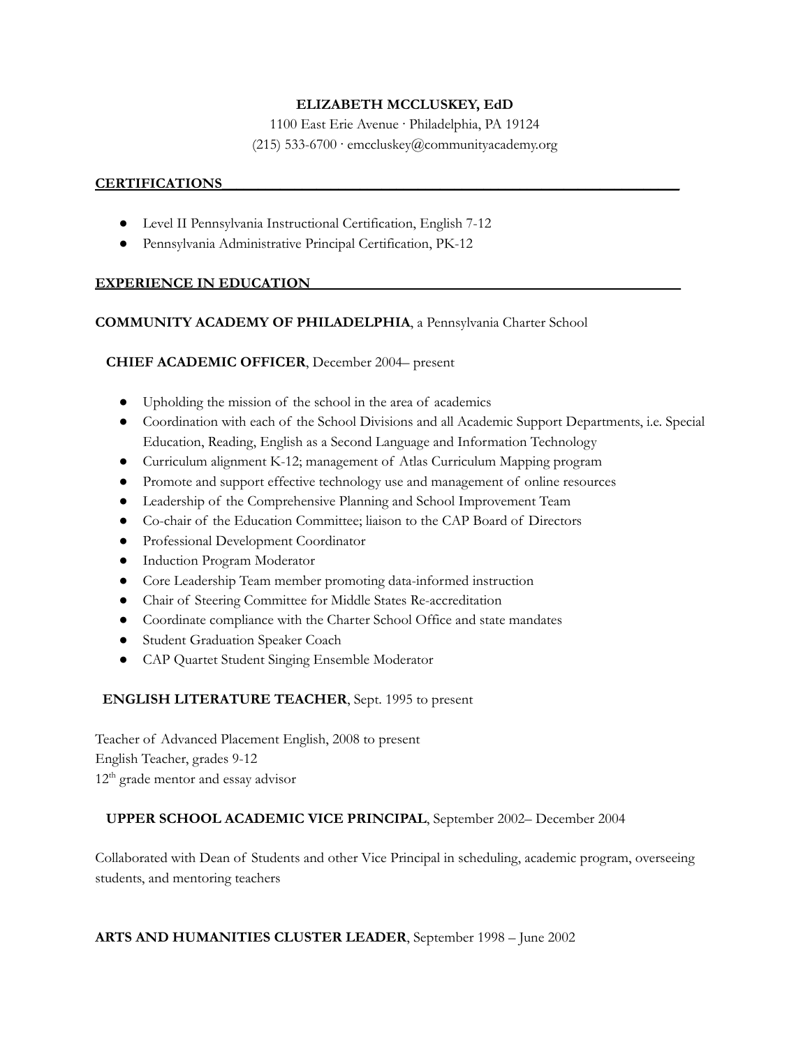**ELIZABETH MCCLUSKEY, EdD**

1100 East Erie Avenue · Philadelphia, PA 19124

(215) 533-6700 · emccluskey@communityacademy.org

## CERTIFICATIONS

- Level II Pennsylvania Instructional Certification, English 7-12
- Pennsylvania Administrative Principal Certification, PK-12

## EXPERIENCE IN EDUCATION

**COMMUNITY ACADEMY OF PHILADELPHIA**, a Pennsylvania Charter School

**CHIEF ACADEMIC OFFICER**, December 2004– present

- Upholding the mission of the school in the area of academics
- Coordination with each of the School Divisions and all Academic Support Departments, i.e. Special Education, Reading, English as a Second Language and Information Technology
- Curriculum alignment K-12; management of Atlas Curriculum Mapping program
- Promote and support effective technology use and management of online resources
- Leadership of the Comprehensive Planning and School Improvement Team
- Co-chair of the Education Committee; liaison to the CAP Board of Directors
- Professional Development Coordinator
- Induction Program Moderator
- Core Leadership Team member promoting data-informed instruction
- Chair of Steering Committee for Middle States Re-accreditation
- Coordinate compliance with the Charter School Office and state mandates
- Student Graduation Speaker Coach
- CAP Quartet Student Singing Ensemble Moderator

**ENGLISH LITERATURE TEACHER**, Sept. 1995 to present

Teacher of Advanced Placement English, 2008 to present
English Teacher, grades 9-12
12th grade mentor and essay advisor

**UPPER SCHOOL ACADEMIC VICE PRINCIPAL**, September 2002– December 2004

Collaborated with Dean of Students and other Vice Principal in scheduling, academic program, overseeing students, and mentoring teachers

**ARTS AND HUMANITIES CLUSTER LEADER**, September 1998 – June 2002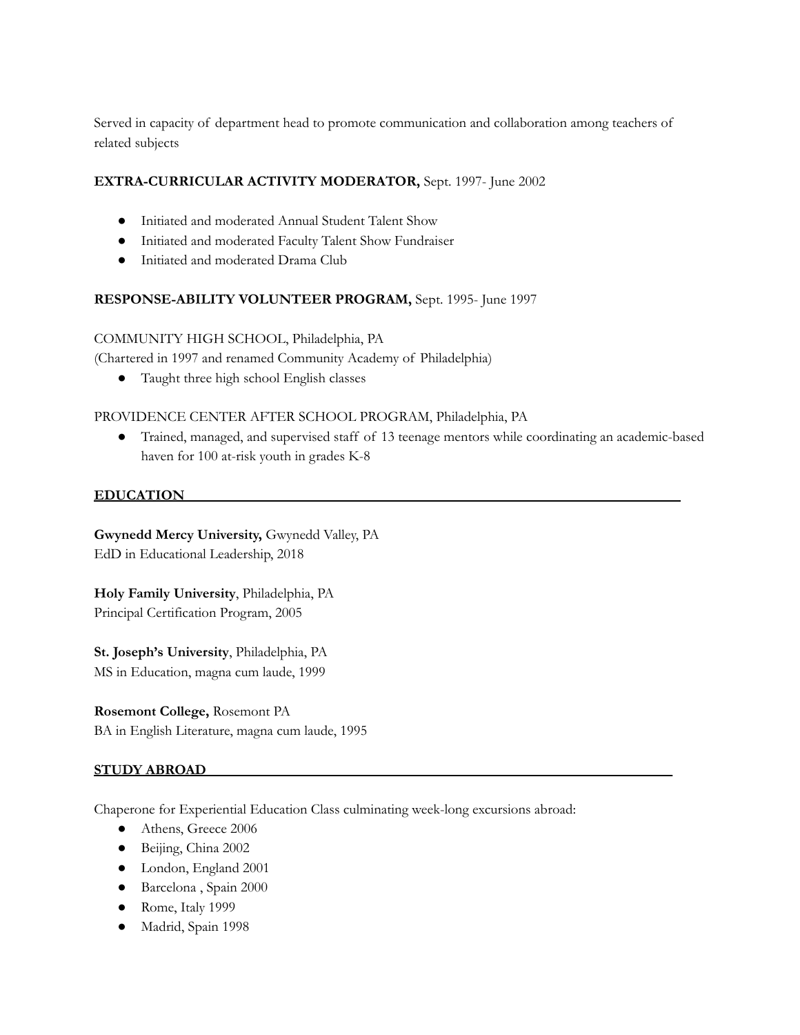Served in capacity of department head to promote communication and collaboration among teachers of related subjects

**EXTRA-CURRICULAR ACTIVITY MODERATOR,** Sept. 1997- June 2002

- Initiated and moderated Annual Student Talent Show
- Initiated and moderated Faculty Talent Show Fundraiser
- Initiated and moderated Drama Club

**RESPONSE-ABILITY VOLUNTEER PROGRAM,** Sept. 1995- June 1997

COMMUNITY HIGH SCHOOL, Philadelphia, PA
(Chartered in 1997 and renamed Community Academy of Philadelphia)

- Taught three high school English classes

PROVIDENCE CENTER AFTER SCHOOL PROGRAM, Philadelphia, PA

- Trained, managed, and supervised staff of 13 teenage mentors while coordinating an academic-based haven for 100 at-risk youth in grades K-8

## EDUCATION

**Gwynedd Mercy University,** Gwynedd Valley, PA
EdD in Educational Leadership, 2018

**Holy Family University**, Philadelphia, PA
Principal Certification Program, 2005

**St. Joseph's University**, Philadelphia, PA
MS in Education, magna cum laude, 1999

**Rosemont College,** Rosemont PA
BA in English Literature, magna cum laude, 1995

## STUDY ABROAD

Chaperone for Experiential Education Class culminating week-long excursions abroad:

- Athens, Greece 2006
- Beijing, China 2002
- London, England 2001
- Barcelona , Spain 2000
- Rome, Italy 1999
- Madrid, Spain 1998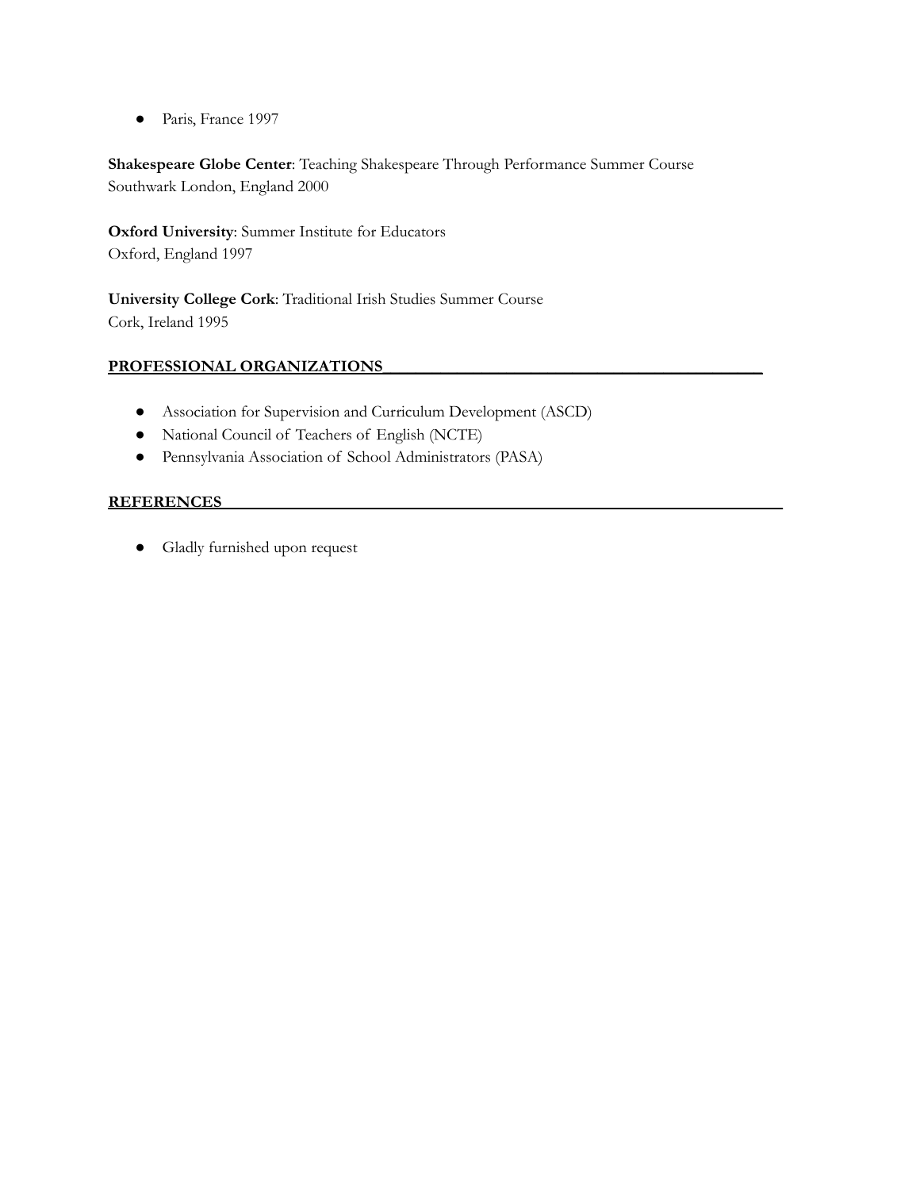- Paris, France 1997

**Shakespeare Globe Center**: Teaching Shakespeare Through Performance Summer Course
Southwark London, England 2000

**Oxford University**: Summer Institute for Educators
Oxford, England 1997

**University College Cork**: Traditional Irish Studies Summer Course
Cork, Ireland 1995

## PROFESSIONAL ORGANIZATIONS

- Association for Supervision and Curriculum Development (ASCD)
- National Council of Teachers of English (NCTE)
- Pennsylvania Association of School Administrators (PASA)

## REFERENCES

- Gladly furnished upon request